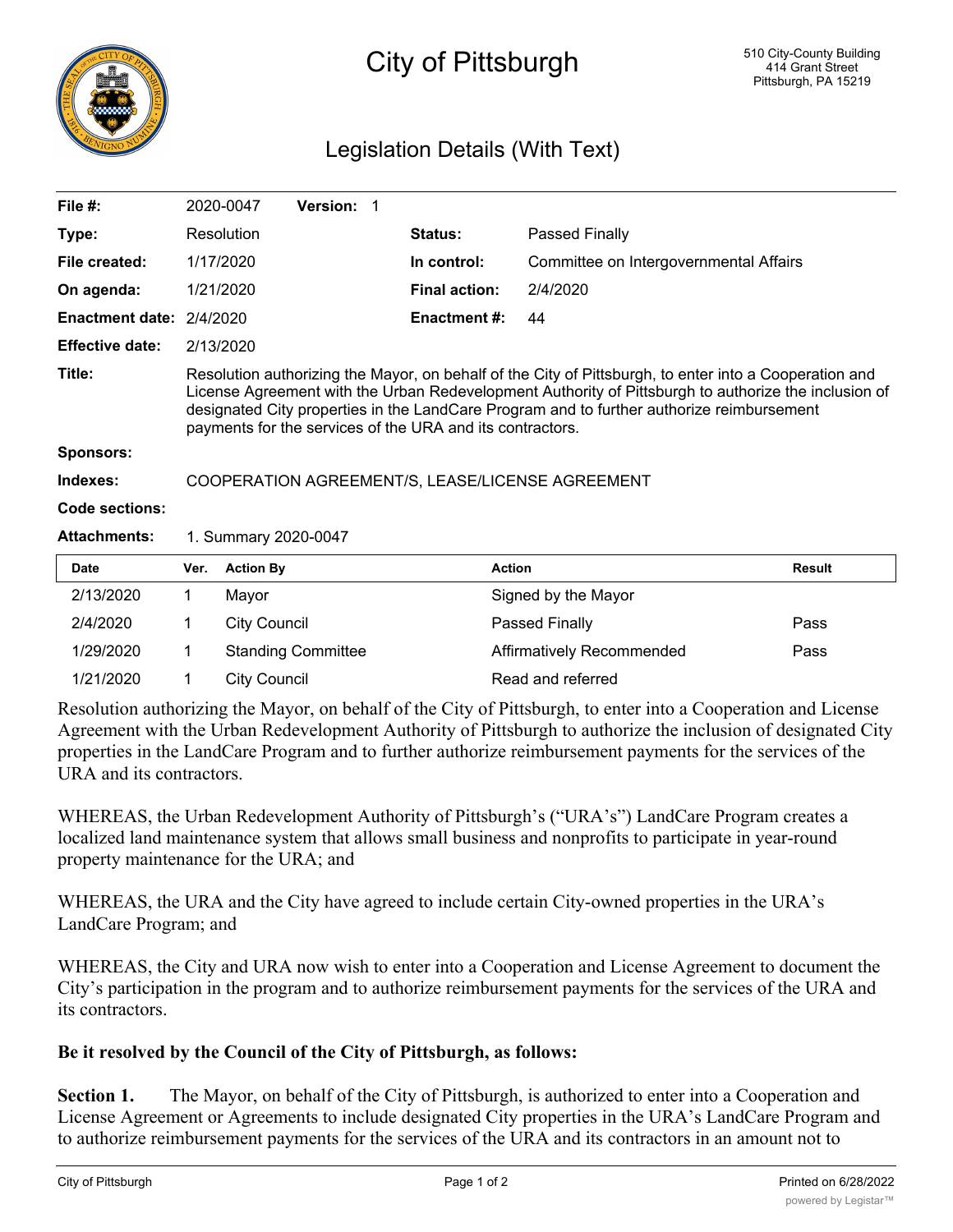# City of Pittsburgh

510 City-County Building
414 Grant Street
Pittsburgh, PA 15219

## Legislation Details (With Text)

| | | | |
|---|---|---|---|
| **File #:** | 2020-0047 **Version:** 1 | | |
| **Type:** | Resolution | **Status:** | Passed Finally |
| **File created:** | 1/17/2020 | **In control:** | Committee on Intergovernmental Affairs |
| **On agenda:** | 1/21/2020 | **Final action:** | 2/4/2020 |
| **Enactment date:** | 2/4/2020 | **Enactment #:** | 44 |
| **Effective date:** | 2/13/2020 | | |

**Title:** Resolution authorizing the Mayor, on behalf of the City of Pittsburgh, to enter into a Cooperation and License Agreement with the Urban Redevelopment Authority of Pittsburgh to authorize the inclusion of designated City properties in the LandCare Program and to further authorize reimbursement payments for the services of the URA and its contractors.

**Sponsors:**

**Indexes:** COOPERATION AGREEMENT/S, LEASE/LICENSE AGREEMENT

**Code sections:**

**Attachments:** 1. Summary 2020-0047

| Date | Ver. | Action By | Action | Result |
|---|---|---|---|---|
| 2/13/2020 | 1 | Mayor | Signed by the Mayor | |
| 2/4/2020 | 1 | City Council | Passed Finally | Pass |
| 1/29/2020 | 1 | Standing Committee | Affirmatively Recommended | Pass |
| 1/21/2020 | 1 | City Council | Read and referred | |

Resolution authorizing the Mayor, on behalf of the City of Pittsburgh, to enter into a Cooperation and License Agreement with the Urban Redevelopment Authority of Pittsburgh to authorize the inclusion of designated City properties in the LandCare Program and to further authorize reimbursement payments for the services of the URA and its contractors.

WHEREAS, the Urban Redevelopment Authority of Pittsburgh's ("URA's") LandCare Program creates a localized land maintenance system that allows small business and nonprofits to participate in year-round property maintenance for the URA; and

WHEREAS, the URA and the City have agreed to include certain City-owned properties in the URA's LandCare Program; and

WHEREAS, the City and URA now wish to enter into a Cooperation and License Agreement to document the City's participation in the program and to authorize reimbursement payments for the services of the URA and its contractors.

**Be it resolved by the Council of the City of Pittsburgh, as follows:**

**Section 1.** The Mayor, on behalf of the City of Pittsburgh, is authorized to enter into a Cooperation and License Agreement or Agreements to include designated City properties in the URA's LandCare Program and to authorize reimbursement payments for the services of the URA and its contractors in an amount not to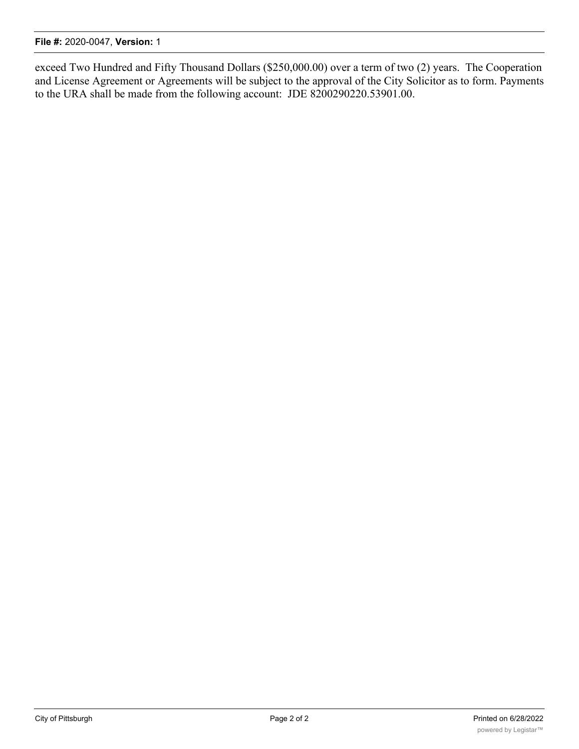exceed Two Hundred and Fifty Thousand Dollars ($250,000.00) over a term of two (2) years. The Cooperation and License Agreement or Agreements will be subject to the approval of the City Solicitor as to form. Payments to the URA shall be made from the following account: JDE 8200290220.53901.00.